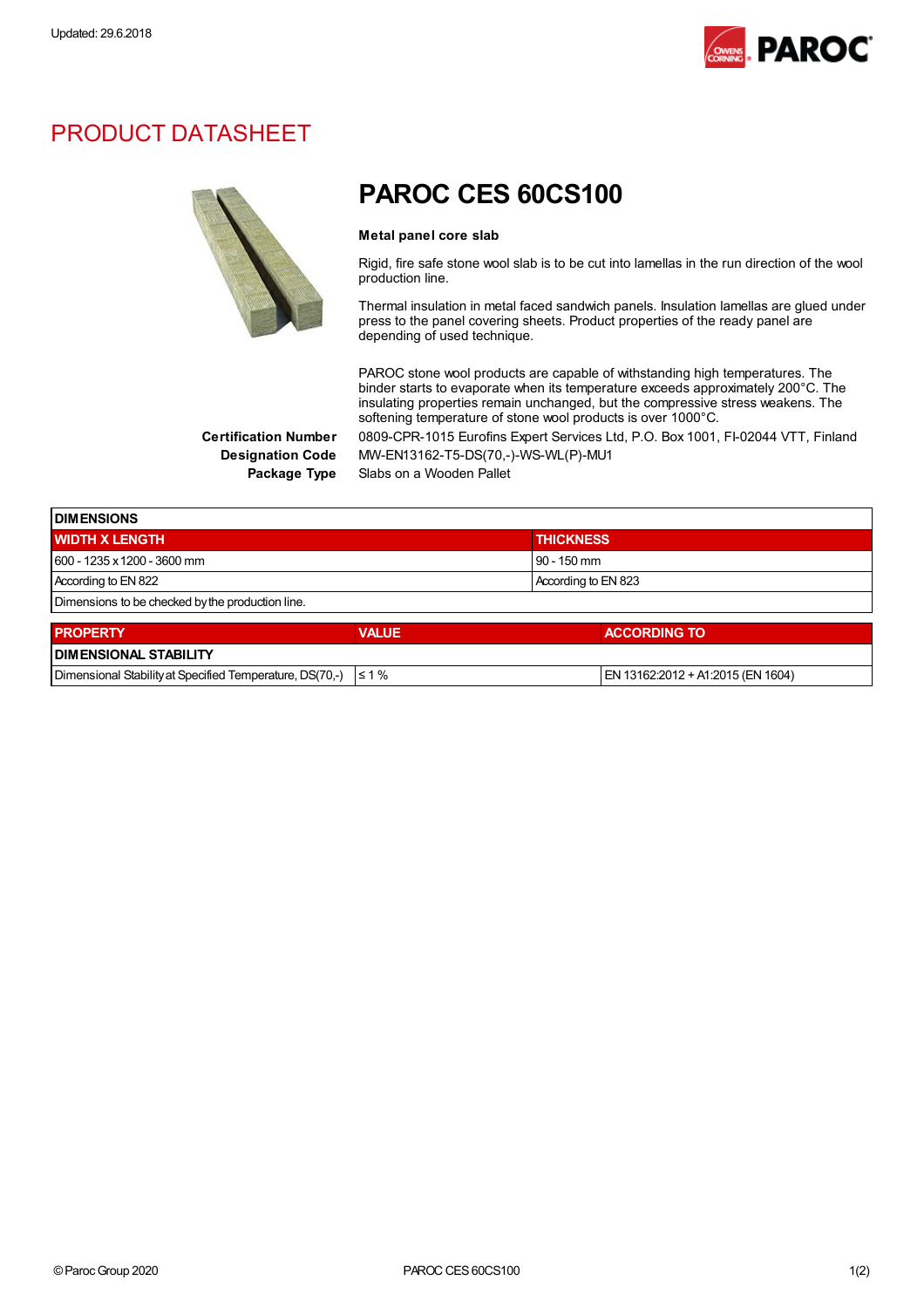Updated: 29.6.2018

# PRODUCT DATASHEET

## PAROC CES 60CS100

**Metal panel core slab**

Rigid, fire safe stone wool slab is to be cut into lamellas in the run direction of the wool production line.

Thermal insulation in metal faced sandwich panels. Insulation lamellas are glued under press to the panel covering sheets. Product properties of the ready panel are depending of used technique.

PAROC stone wool products are capable of withstanding high temperatures. The binder starts to evaporate when its temperature exceeds approximately 200°C. The insulating properties remain unchanged, but the compressive stress weakens. The softening temperature of stone wool products is over 1000°C.

**Certification Number** 0809-CPR-1015 Eurofins Expert Services Ltd, P.O. Box 1001, FI-02044 VTT, Finland

**Designation Code** MW-EN13162-T5-DS(70,-)-WS-WL(P)-MU1

**Package Type** Slabs on a Wooden Pallet

| DIMENSIONS | |
|---|---|
| **WIDTH X LENGTH** | **THICKNESS** |
| 600 - 1235 x 1200 - 3600 mm | 90 - 150 mm |
| According to EN 822 | According to EN 823 |
| Dimensions to be checked by the production line. | |

| PROPERTY | VALUE | ACCORDING TO |
|---|---|---|
| **DIMENSIONAL STABILITY** | | |
| Dimensional Stability at Specified Temperature, DS(70,-) | ≤ 1 % | EN 13162:2012 + A1:2015 (EN 1604) |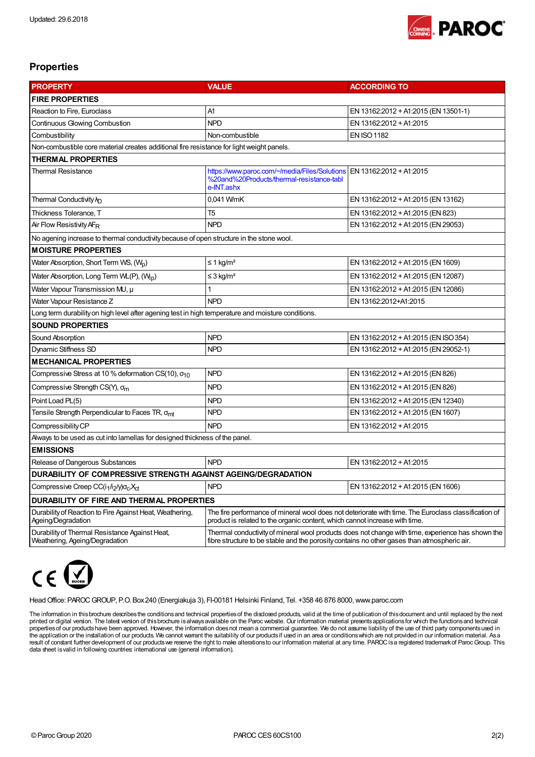Updated: 29.6.2018

## Properties

| PROPERTY | VALUE | ACCORDING TO |
|---|---|---|
| **FIRE PROPERTIES** | | |
| Reaction to Fire, Euroclass | A1 | EN 13162:2012 + A1:2015 (EN 13501-1) |
| Continuous Glowing Combustion | NPD | EN 13162:2012 + A1:2015 |
| Combustibility | Non-combustible | EN ISO 1182 |
| Non-combustible core material creates additional fire resistance for light weight panels. | | |
| **THERMAL PROPERTIES** | | |
| Thermal Resistance | https://www.paroc.com/~/media/Files/Solutions%20and%20Products/thermal-resistance-table-INT.ashx | EN 13162:2012 + A1:2015 |
| Thermal Conductivity $\lambda_D$ | 0,041 W/mK | EN 13162:2012 + A1:2015 (EN 13162) |
| Thickness Tolerance, T | T5 | EN 13162:2012 + A1:2015 (EN 823) |
| Air Flow Resistivity $AF_R$ | NPD | EN 13162:2012 + A1:2015 (EN 29053) |
| No agening increase to thermal conductivity because of open structure in the stone wool. | | |
| **MOISTURE PROPERTIES** | | |
| Water Absorption, Short Term WS, ($W_p$) | ≤ 1 kg/m² | EN 13162:2012 + A1:2015 (EN 1609) |
| Water Absorption, Long Term WL(P), ($W_{lp}$) | ≤ 3 kg/m² | EN 13162:2012 + A1:2015 (EN 12087) |
| Water Vapour Transmission MU, μ | 1 | EN 13162:2012 + A1:2015 (EN 12086) |
| Water Vapour Resistance Z | NPD | EN 13162:2012+A1:2015 |
| Long term durability on high level after ageing test in high temperature and moisture conditions. | | |
| **SOUND PROPERTIES** | | |
| Sound Absorption | NPD | EN 13162:2012 + A1:2015 (EN ISO 354) |
| Dynamic Stiffness SD | NPD | EN 13162:2012 + A1:2015 (EN 29052-1) |
| **MECHANICAL PROPERTIES** | | |
| Compressive Stress at 10 % deformation CS(10), $\sigma_{10}$ | NPD | EN 13162:2012 + A1:2015 (EN 826) |
| Compressive Strength CS(Y), $\sigma_m$ | NPD | EN 13162:2012 + A1:2015 (EN 826) |
| Point Load PL(5) | NPD | EN 13162:2012 + A1:2015 (EN 12340) |
| Tensile Strength Perpendicular to Faces TR, $\sigma_{mt}$ | NPD | EN 13162:2012 + A1:2015 (EN 1607) |
| Compressibility CP | NPD | EN 13162:2012 + A1:2015 |
| Always to be used as cut into lamellas for designed thickness of the panel. | | |
| **EMISSIONS** | | |
| Release of Dangerous Substances | NPD | EN 13162:2012 + A1:2015 |
| **DURABILITY OF COMPRESSIVE STRENGTH AGAINST AGEING/DEGRADATION** | | |
| Compressive Creep $CC(i_1/i_2/y)\sigma_c X_{ct}$ | NPD | EN 13162:2012 + A1:2015 (EN 1606) |
| **DURABILITY OF FIRE AND THERMAL PROPERTIES** | | |
| Durability of Reaction to Fire Against Heat, Weathering, Ageing/Degradation | The fire performance of mineral wool does not deteriorate with time. The Euroclass classification of product is related to the organic content, which cannot increase with time. | |
| Durability of Thermal Resistance Against Heat, Weathering, Ageing/Degradation | Thermal conductivity of mineral wool products does not change with time, experience has shown the fibre structure to be stable and the porosity contains no other gases than atmospheric air. | |

Head Office: PAROC GROUP, P.O. Box 240 (Energiakuja 3), FI-00181 Helsinki Finland, Tel. +358 46 876 8000, www.paroc.com

The information in this brochure describes the conditions and technical properties of the disclosed products, valid at the time of publication of this document and until replaced by the next printed or digital version. The latest version of this brochure is always available on the Paroc website. Our information material presents applications for which the functions and technical properties of our products have been approved. However, the information does not mean a commercial guarantee. We do not assume liability of the use of third party components used in the application or the installation of our products. We cannot warrant the suitability of our products if used in an area or conditions which are not provided in our information material. As a result of constant further development of our products we reserve the right to make alterations to our information material at any time. PAROC is a registered trademark of Paroc Group. This data sheet is valid in following countries: international use (general information).

© Paroc Group 2020 PAROC CES 60CS100